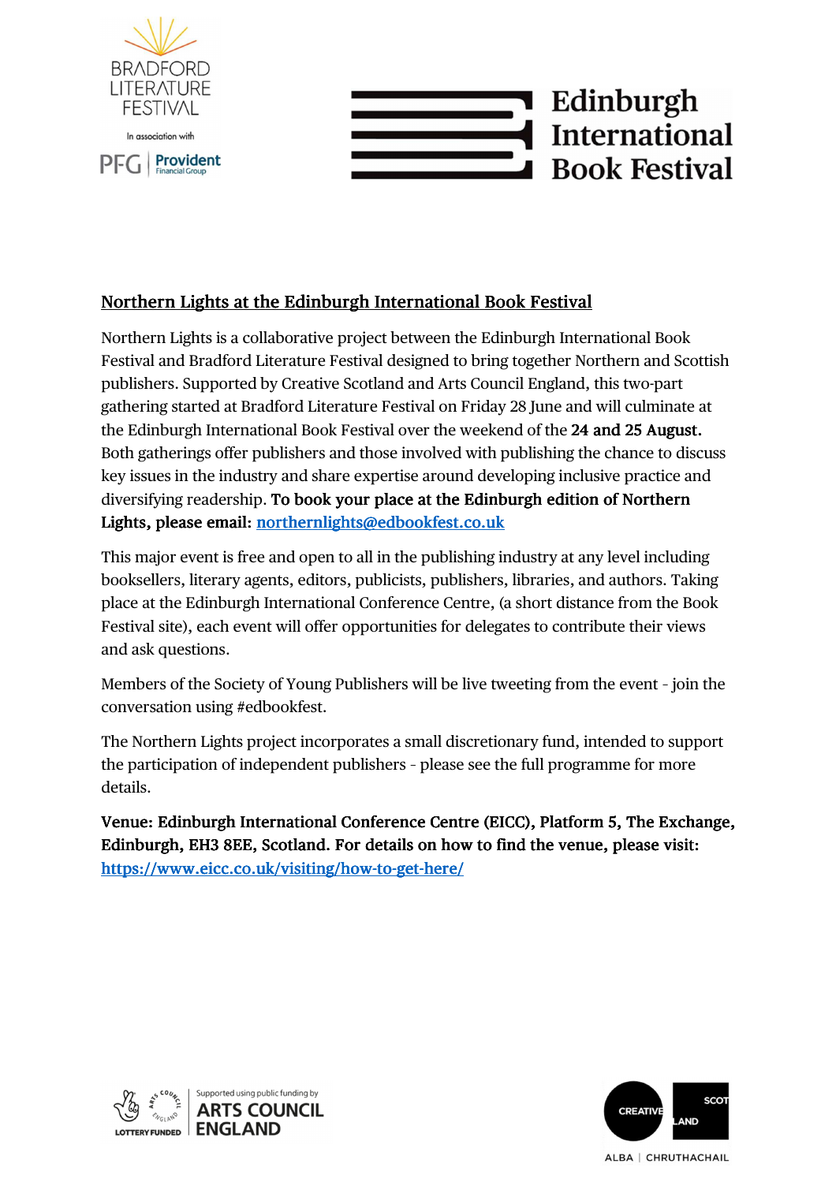## Northern Lights at the Edinburgh International Book Festival

Northern Lights is a collaborative project between the Edinburgh International Book Festival and Bradford Literature Festival designed to bring together Northern and Scottish publishers. Supported by Creative Scotland and Arts Council England, this two-part gathering started at Bradford Literature Festival on Friday 28 June and will culminate at the Edinburgh International Book Festival over the weekend of the **24 and 25 August.** Both gatherings offer publishers and those involved with publishing the chance to discuss key issues in the industry and share expertise around developing inclusive practice and diversifying readership. **To book your place at the Edinburgh edition of Northern Lights, please email:** [northernlights@edbookfest.co.uk](mailto:northernlights@edbookfest.co.uk)

This major event is free and open to all in the publishing industry at any level including booksellers, literary agents, editors, publicists, publishers, libraries, and authors. Taking place at the Edinburgh International Conference Centre, (a short distance from the Book Festival site), each event will offer opportunities for delegates to contribute their views and ask questions.

Members of the Society of Young Publishers will be live tweeting from the event - join the conversation using #edbookfest.

The Northern Lights project incorporates a small discretionary fund, intended to support the participation of independent publishers - please see the full programme for more details.

**Venue: Edinburgh International Conference Centre (EICC), Platform 5, The Exchange, Edinburgh, EH3 8EE, Scotland. For details on how to find the venue, please visit:** [https://www.eicc.co.uk/visiting/how-to-get-here/](https://www.eicc.co.uk/visiting/how-to-get-here/)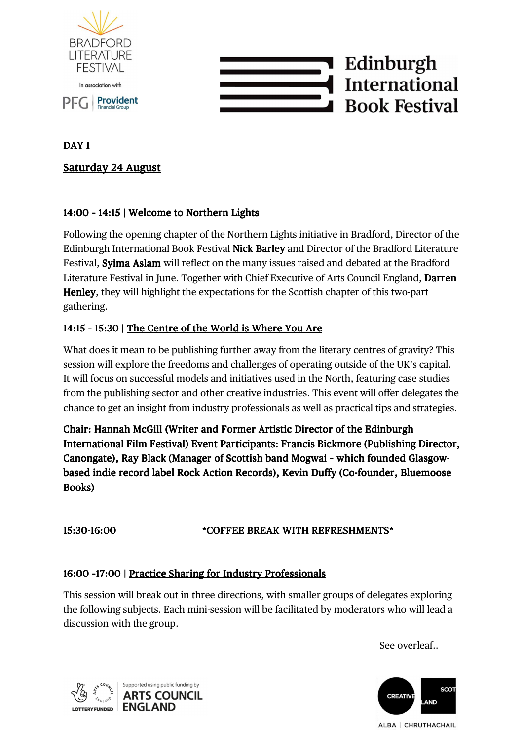## DAY 1

## Saturday 24 August

### 14:00 - 14:15 | Welcome to Northern Lights

Following the opening chapter of the Northern Lights initiative in Bradford, Director of the Edinburgh International Book Festival **Nick Barley** and Director of the Bradford Literature Festival, **Syima Aslam** will reflect on the many issues raised and debated at the Bradford Literature Festival in June. Together with Chief Executive of Arts Council England, **Darren Henley**, they will highlight the expectations for the Scottish chapter of this two-part gathering.

### 14:15 - 15:30 | The Centre of the World is Where You Are

What does it mean to be publishing further away from the literary centres of gravity? This session will explore the freedoms and challenges of operating outside of the UK's capital. It will focus on successful models and initiatives used in the North, featuring case studies from the publishing sector and other creative industries. This event will offer delegates the chance to get an insight from industry professionals as well as practical tips and strategies.

**Chair: Hannah McGill (Writer and Former Artistic Director of the Edinburgh International Film Festival) Event Participants: Francis Bickmore (Publishing Director, Canongate), Ray Black (Manager of Scottish band Mogwai - which founded Glasgow-based indie record label Rock Action Records), Kevin Duffy (Co-founder, Bluemoose Books)**

15:30-16:00 *COFFEE BREAK WITH REFRESHMENTS*

### 16:00 -17:00 | Practice Sharing for Industry Professionals

This session will break out in three directions, with smaller groups of delegates exploring the following subjects. Each mini-session will be facilitated by moderators who will lead a discussion with the group.

See overleaf..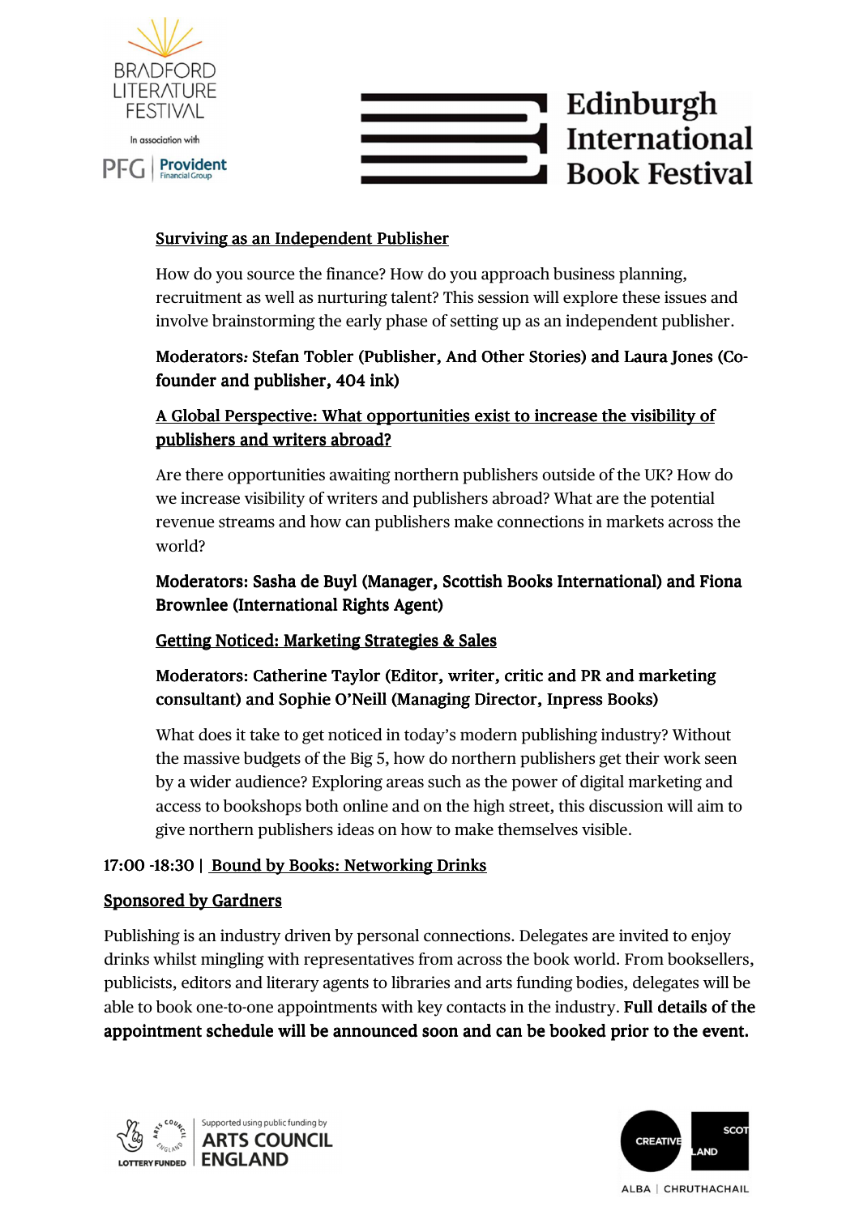Surviving as an Independent Publisher

How do you source the finance? How do you approach business planning, recruitment as well as nurturing talent? This session will explore these issues and involve brainstorming the early phase of setting up as an independent publisher.

**Moderators: Stefan Tobler (Publisher, And Other Stories) and Laura Jones (Co-founder and publisher, 404 ink)**

A Global Perspective: What opportunities exist to increase the visibility of publishers and writers abroad?

Are there opportunities awaiting northern publishers outside of the UK? How do we increase visibility of writers and publishers abroad? What are the potential revenue streams and how can publishers make connections in markets across the world?

**Moderators: Sasha de Buyl (Manager, Scottish Books International) and Fiona Brownlee (International Rights Agent)**

Getting Noticed: Marketing Strategies & Sales

**Moderators: Catherine Taylor (Editor, writer, critic and PR and marketing consultant) and Sophie O'Neill (Managing Director, Inpress Books)**

What does it take to get noticed in today's modern publishing industry? Without the massive budgets of the Big 5, how do northern publishers get their work seen by a wider audience? Exploring areas such as the power of digital marketing and access to bookshops both online and on the high street, this discussion will aim to give northern publishers ideas on how to make themselves visible.

**17:00 -18:30 | Bound by Books: Networking Drinks**

**Sponsored by Gardners**

Publishing is an industry driven by personal connections. Delegates are invited to enjoy drinks whilst mingling with representatives from across the book world. From booksellers, publicists, editors and literary agents to libraries and arts funding bodies, delegates will be able to book one-to-one appointments with key contacts in the industry. **Full details of the appointment schedule will be announced soon and can be booked prior to the event.**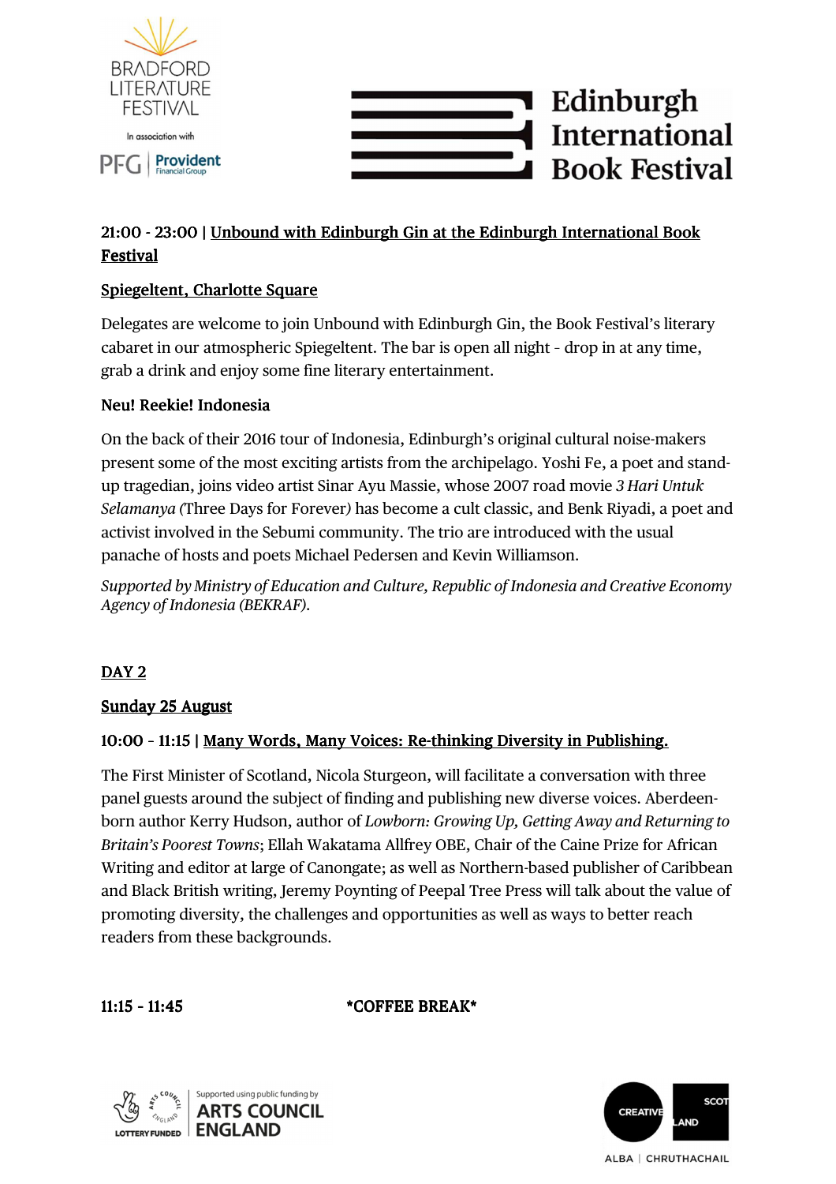**21:00 - 23:00 | Unbound with Edinburgh Gin at the Edinburgh International Book Festival**

**Spiegeltent, Charlotte Square**

Delegates are welcome to join Unbound with Edinburgh Gin, the Book Festival's literary cabaret in our atmospheric Spiegeltent. The bar is open all night - drop in at any time, grab a drink and enjoy some fine literary entertainment.

**Neu! Reekie! Indonesia**

On the back of their 2016 tour of Indonesia, Edinburgh's original cultural noise-makers present some of the most exciting artists from the archipelago. Yoshi Fe, a poet and stand-up tragedian, joins video artist Sinar Ayu Massie, whose 2007 road movie *3 Hari Untuk Selamanya* (Three Days for Forever) has become a cult classic, and Benk Riyadi, a poet and activist involved in the Sebumi community. The trio are introduced with the usual panache of hosts and poets Michael Pedersen and Kevin Williamson.

*Supported by Ministry of Education and Culture, Republic of Indonesia and Creative Economy Agency of Indonesia (BEKRAF).*

## DAY 2

### Sunday 25 August

**10:00 - 11:15 | Many Words, Many Voices: Re-thinking Diversity in Publishing.**

The First Minister of Scotland, Nicola Sturgeon, will facilitate a conversation with three panel guests around the subject of finding and publishing new diverse voices. Aberdeen-born author Kerry Hudson, author of *Lowborn: Growing Up, Getting Away and Returning to Britain's Poorest Towns*; Ellah Wakatama Allfrey OBE, Chair of the Caine Prize for African Writing and editor at large of Canongate; as well as Northern-based publisher of Caribbean and Black British writing, Jeremy Poynting of Peepal Tree Press will talk about the value of promoting diversity, the challenges and opportunities as well as ways to better reach readers from these backgrounds.

**11:15 - 11:45** **\*COFFEE BREAK\***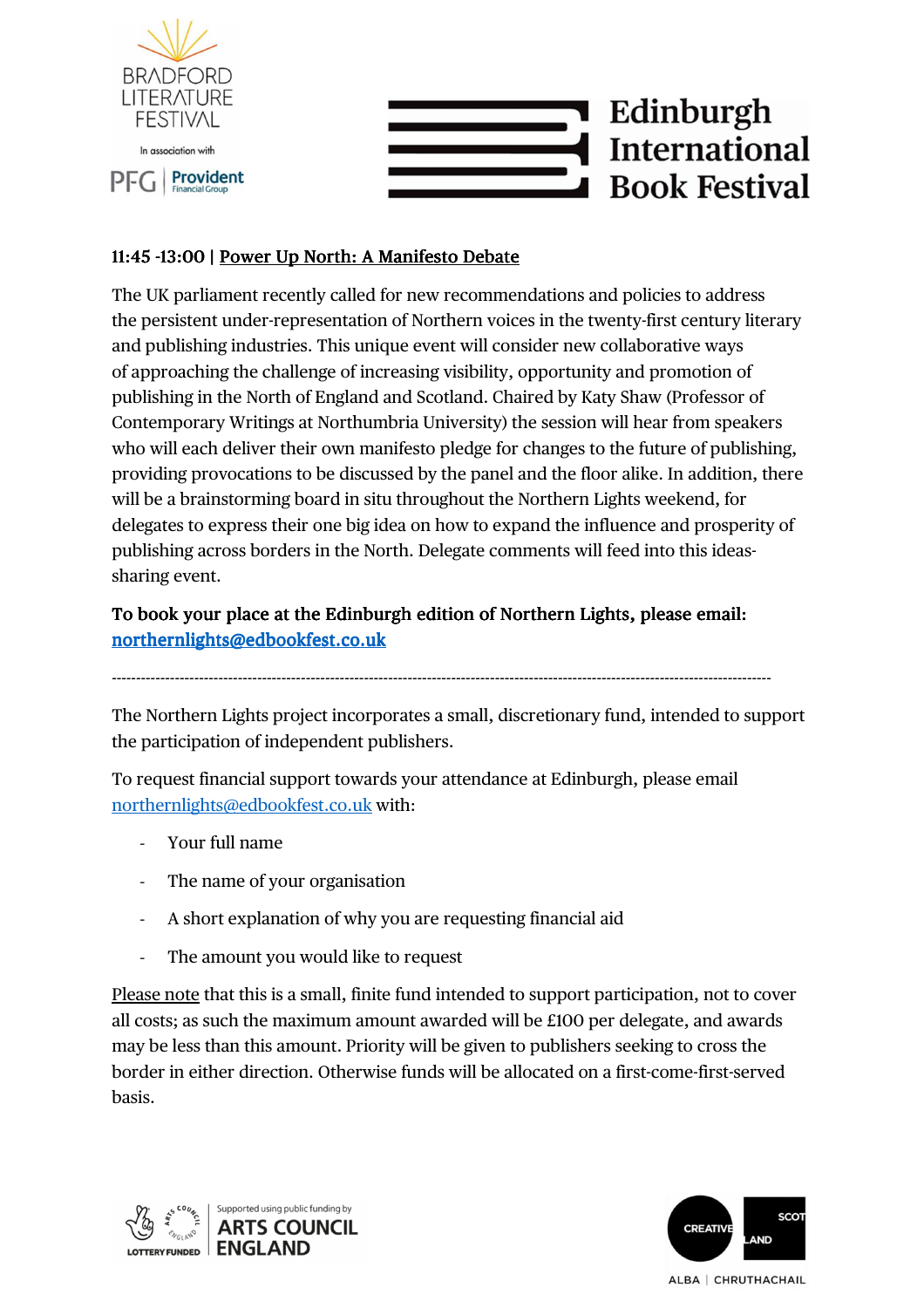**11:45 -13:00 | Power Up North: A Manifesto Debate**

The UK parliament recently called for new recommendations and policies to address the persistent under-representation of Northern voices in the twenty-first century literary and publishing industries. This unique event will consider new collaborative ways of approaching the challenge of increasing visibility, opportunity and promotion of publishing in the North of England and Scotland. Chaired by Katy Shaw (Professor of Contemporary Writings at Northumbria University) the session will hear from speakers who will each deliver their own manifesto pledge for changes to the future of publishing, providing provocations to be discussed by the panel and the floor alike. In addition, there will be a brainstorming board in situ throughout the Northern Lights weekend, for delegates to express their one big idea on how to expand the influence and prosperity of publishing across borders in the North. Delegate comments will feed into this ideas-sharing event.

**To book your place at the Edinburgh edition of Northern Lights, please email: northernlights@edbookfest.co.uk**

---

The Northern Lights project incorporates a small, discretionary fund, intended to support the participation of independent publishers.

To request financial support towards your attendance at Edinburgh, please email northernlights@edbookfest.co.uk with:

- Your full name
- The name of your organisation
- A short explanation of why you are requesting financial aid
- The amount you would like to request

Please note that this is a small, finite fund intended to support participation, not to cover all costs; as such the maximum amount awarded will be £100 per delegate, and awards may be less than this amount. Priority will be given to publishers seeking to cross the border in either direction. Otherwise funds will be allocated on a first-come-first-served basis.